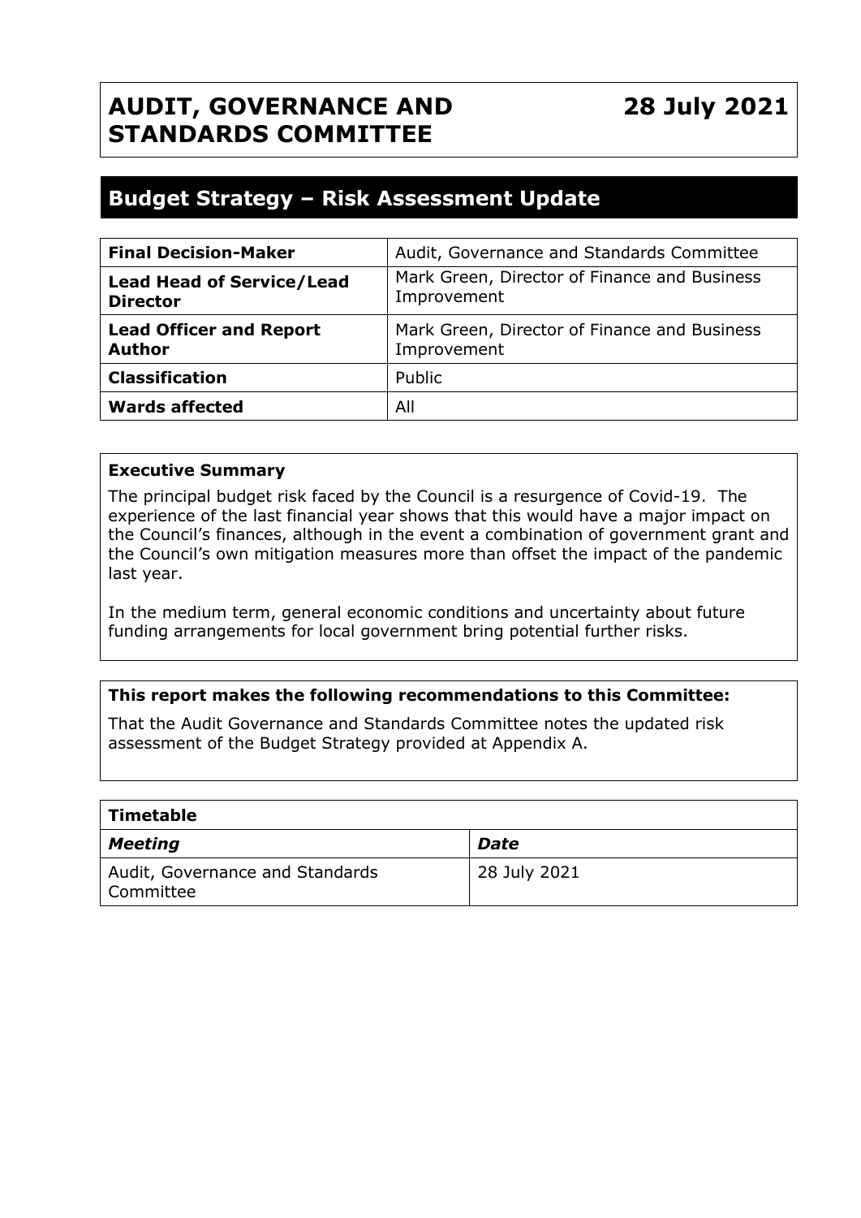# AUDIT, GOVERNANCE AND STANDARDS COMMITTEE

**28 July 2021**

## Budget Strategy – Risk Assessment Update

| **Final Decision-Maker** | Audit, Governance and Standards Committee |
|---|---|
| **Lead Head of Service/Lead Director** | Mark Green, Director of Finance and Business Improvement |
| **Lead Officer and Report Author** | Mark Green, Director of Finance and Business Improvement |
| **Classification** | Public |
| **Wards affected** | All |

**Executive Summary**

The principal budget risk faced by the Council is a resurgence of Covid-19. The experience of the last financial year shows that this would have a major impact on the Council's finances, although in the event a combination of government grant and the Council's own mitigation measures more than offset the impact of the pandemic last year.

In the medium term, general economic conditions and uncertainty about future funding arrangements for local government bring potential further risks.

**This report makes the following recommendations to this Committee:**

That the Audit Governance and Standards Committee notes the updated risk assessment of the Budget Strategy provided at Appendix A.

| **Timetable** | |
|---|---|
| ***Meeting*** | ***Date*** |
| Audit, Governance and Standards Committee | 28 July 2021 |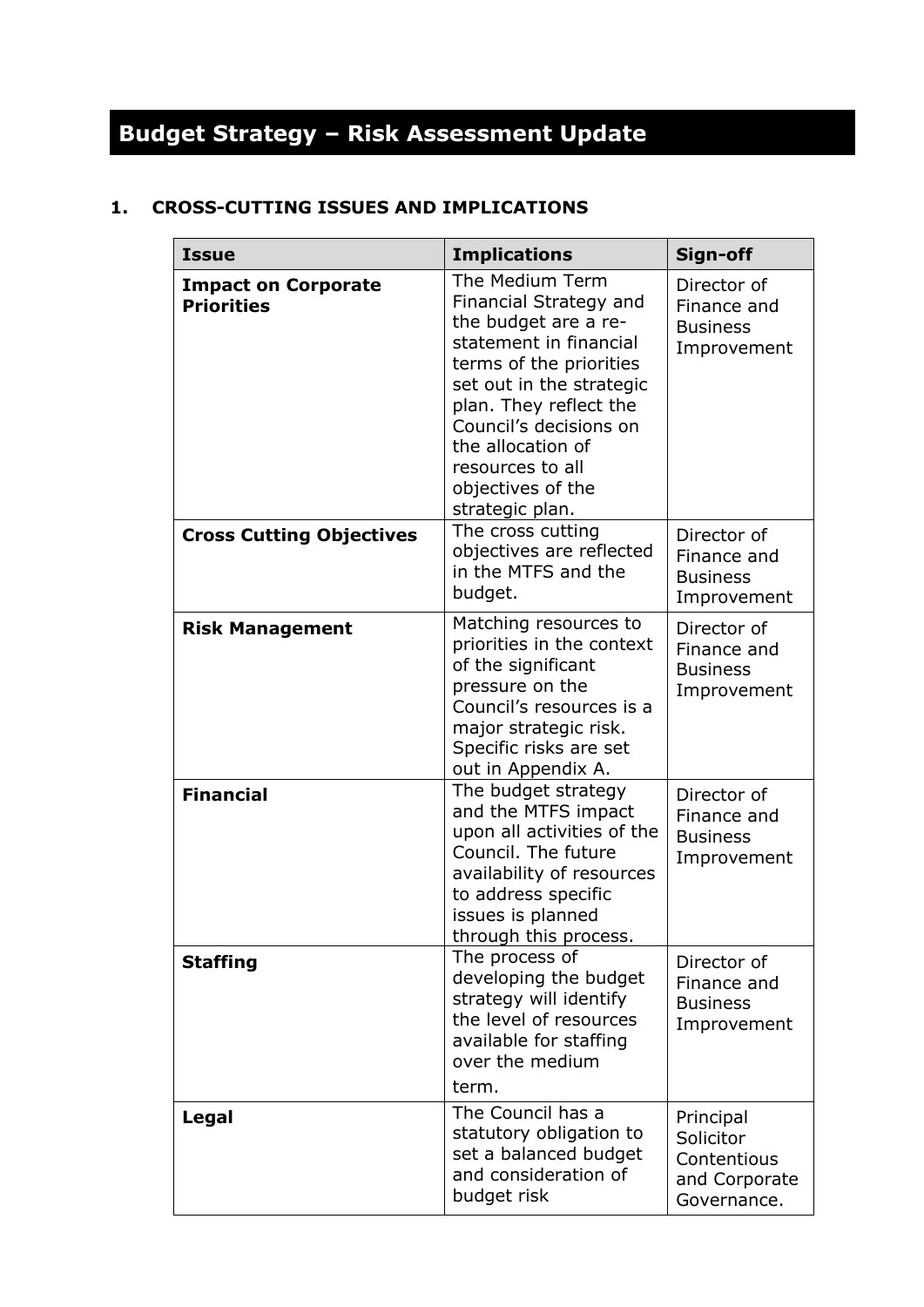# Budget Strategy – Risk Assessment Update

## 1. CROSS-CUTTING ISSUES AND IMPLICATIONS

| Issue | Implications | Sign-off |
|---|---|---|
| **Impact on Corporate Priorities** | The Medium Term Financial Strategy and the budget are a re-statement in financial terms of the priorities set out in the strategic plan. They reflect the Council's decisions on the allocation of resources to all objectives of the strategic plan. | Director of Finance and Business Improvement |
| **Cross Cutting Objectives** | The cross cutting objectives are reflected in the MTFS and the budget. | Director of Finance and Business Improvement |
| **Risk Management** | Matching resources to priorities in the context of the significant pressure on the Council's resources is a major strategic risk. Specific risks are set out in Appendix A. | Director of Finance and Business Improvement |
| **Financial** | The budget strategy and the MTFS impact upon all activities of the Council. The future availability of resources to address specific issues is planned through this process. | Director of Finance and Business Improvement |
| **Staffing** | The process of developing the budget strategy will identify the level of resources available for staffing over the medium term. | Director of Finance and Business Improvement |
| **Legal** | The Council has a statutory obligation to set a balanced budget and consideration of budget risk | Principal Solicitor Contentious and Corporate Governance. |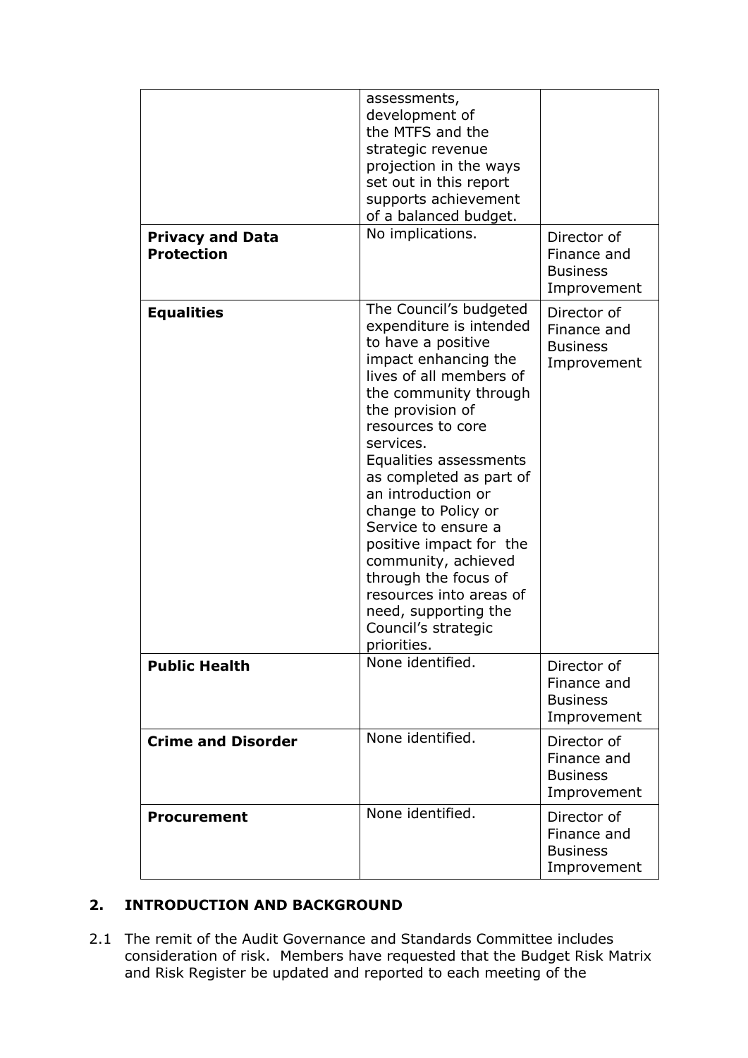| | | |
|---|---|---|
| | assessments, development of the MTFS and the strategic revenue projection in the ways set out in this report supports achievement of a balanced budget. | |
| **Privacy and Data Protection** | No implications. | Director of Finance and Business Improvement |
| **Equalities** | The Council's budgeted expenditure is intended to have a positive impact enhancing the lives of all members of the community through the provision of resources to core services. Equalities assessments as completed as part of an introduction or change to Policy or Service to ensure a positive impact for the community, achieved through the focus of resources into areas of need, supporting the Council's strategic priorities. | Director of Finance and Business Improvement |
| **Public Health** | None identified. | Director of Finance and Business Improvement |
| **Crime and Disorder** | None identified. | Director of Finance and Business Improvement |
| **Procurement** | None identified. | Director of Finance and Business Improvement |

## 2. INTRODUCTION AND BACKGROUND

2.1 The remit of the Audit Governance and Standards Committee includes consideration of risk. Members have requested that the Budget Risk Matrix and Risk Register be updated and reported to each meeting of the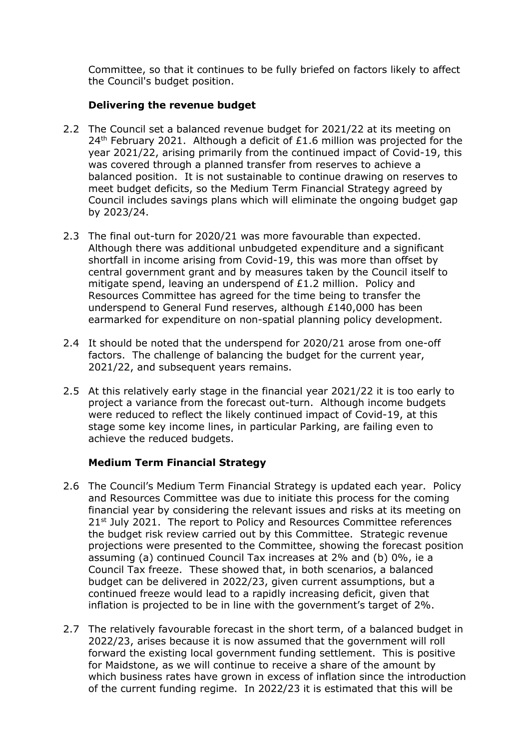Committee, so that it continues to be fully briefed on factors likely to affect the Council's budget position.

**Delivering the revenue budget**

2.2 The Council set a balanced revenue budget for 2021/22 at its meeting on 24th February 2021. Although a deficit of £1.6 million was projected for the year 2021/22, arising primarily from the continued impact of Covid-19, this was covered through a planned transfer from reserves to achieve a balanced position. It is not sustainable to continue drawing on reserves to meet budget deficits, so the Medium Term Financial Strategy agreed by Council includes savings plans which will eliminate the ongoing budget gap by 2023/24.

2.3 The final out-turn for 2020/21 was more favourable than expected. Although there was additional unbudgeted expenditure and a significant shortfall in income arising from Covid-19, this was more than offset by central government grant and by measures taken by the Council itself to mitigate spend, leaving an underspend of £1.2 million. Policy and Resources Committee has agreed for the time being to transfer the underspend to General Fund reserves, although £140,000 has been earmarked for expenditure on non-spatial planning policy development.

2.4 It should be noted that the underspend for 2020/21 arose from one-off factors. The challenge of balancing the budget for the current year, 2021/22, and subsequent years remains.

2.5 At this relatively early stage in the financial year 2021/22 it is too early to project a variance from the forecast out-turn. Although income budgets were reduced to reflect the likely continued impact of Covid-19, at this stage some key income lines, in particular Parking, are failing even to achieve the reduced budgets.

**Medium Term Financial Strategy**

2.6 The Council's Medium Term Financial Strategy is updated each year. Policy and Resources Committee was due to initiate this process for the coming financial year by considering the relevant issues and risks at its meeting on 21st July 2021. The report to Policy and Resources Committee references the budget risk review carried out by this Committee. Strategic revenue projections were presented to the Committee, showing the forecast position assuming (a) continued Council Tax increases at 2% and (b) 0%, ie a Council Tax freeze. These showed that, in both scenarios, a balanced budget can be delivered in 2022/23, given current assumptions, but a continued freeze would lead to a rapidly increasing deficit, given that inflation is projected to be in line with the government's target of 2%.

2.7 The relatively favourable forecast in the short term, of a balanced budget in 2022/23, arises because it is now assumed that the government will roll forward the existing local government funding settlement. This is positive for Maidstone, as we will continue to receive a share of the amount by which business rates have grown in excess of inflation since the introduction of the current funding regime. In 2022/23 it is estimated that this will be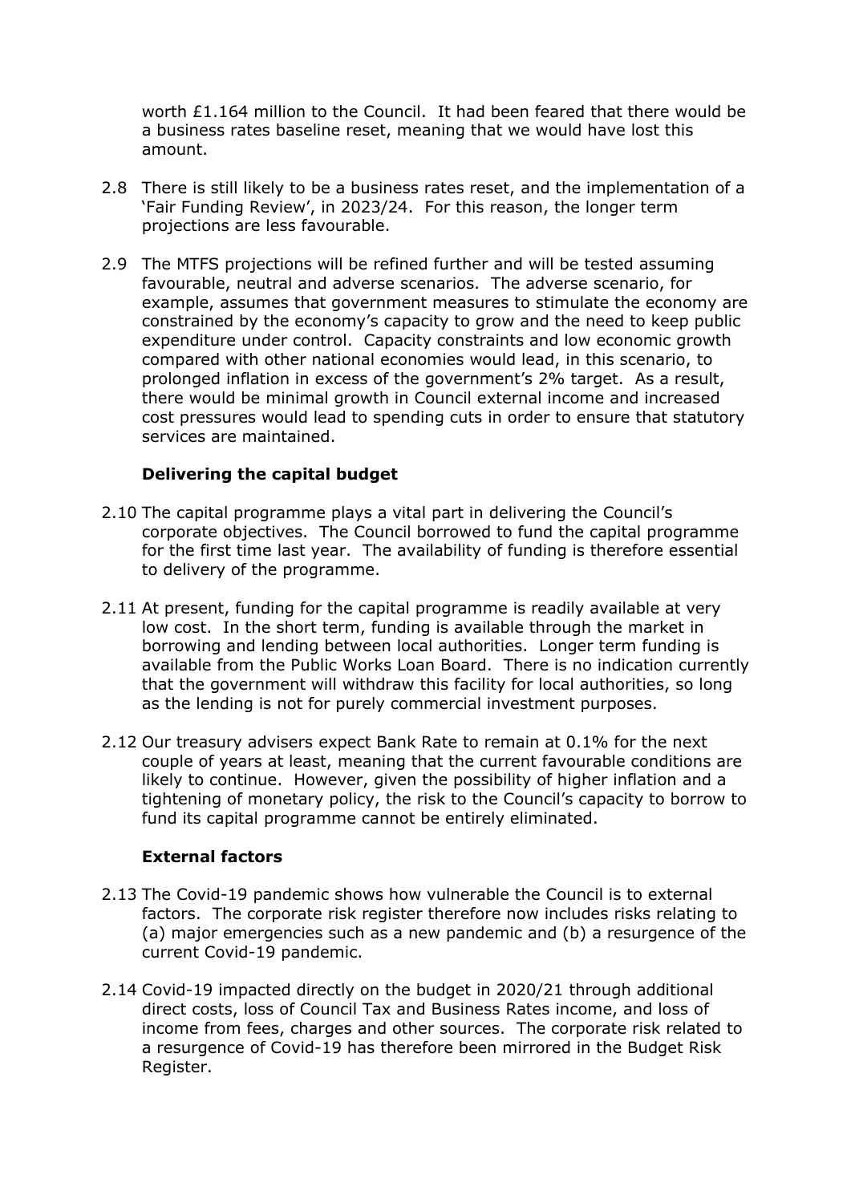worth £1.164 million to the Council. It had been feared that there would be a business rates baseline reset, meaning that we would have lost this amount.

2.8 There is still likely to be a business rates reset, and the implementation of a 'Fair Funding Review', in 2023/24. For this reason, the longer term projections are less favourable.

2.9 The MTFS projections will be refined further and will be tested assuming favourable, neutral and adverse scenarios. The adverse scenario, for example, assumes that government measures to stimulate the economy are constrained by the economy's capacity to grow and the need to keep public expenditure under control. Capacity constraints and low economic growth compared with other national economies would lead, in this scenario, to prolonged inflation in excess of the government's 2% target. As a result, there would be minimal growth in Council external income and increased cost pressures would lead to spending cuts in order to ensure that statutory services are maintained.

**Delivering the capital budget**

2.10 The capital programme plays a vital part in delivering the Council's corporate objectives. The Council borrowed to fund the capital programme for the first time last year. The availability of funding is therefore essential to delivery of the programme.

2.11 At present, funding for the capital programme is readily available at very low cost. In the short term, funding is available through the market in borrowing and lending between local authorities. Longer term funding is available from the Public Works Loan Board. There is no indication currently that the government will withdraw this facility for local authorities, so long as the lending is not for purely commercial investment purposes.

2.12 Our treasury advisers expect Bank Rate to remain at 0.1% for the next couple of years at least, meaning that the current favourable conditions are likely to continue. However, given the possibility of higher inflation and a tightening of monetary policy, the risk to the Council's capacity to borrow to fund its capital programme cannot be entirely eliminated.

**External factors**

2.13 The Covid-19 pandemic shows how vulnerable the Council is to external factors. The corporate risk register therefore now includes risks relating to (a) major emergencies such as a new pandemic and (b) a resurgence of the current Covid-19 pandemic.

2.14 Covid-19 impacted directly on the budget in 2020/21 through additional direct costs, loss of Council Tax and Business Rates income, and loss of income from fees, charges and other sources. The corporate risk related to a resurgence of Covid-19 has therefore been mirrored in the Budget Risk Register.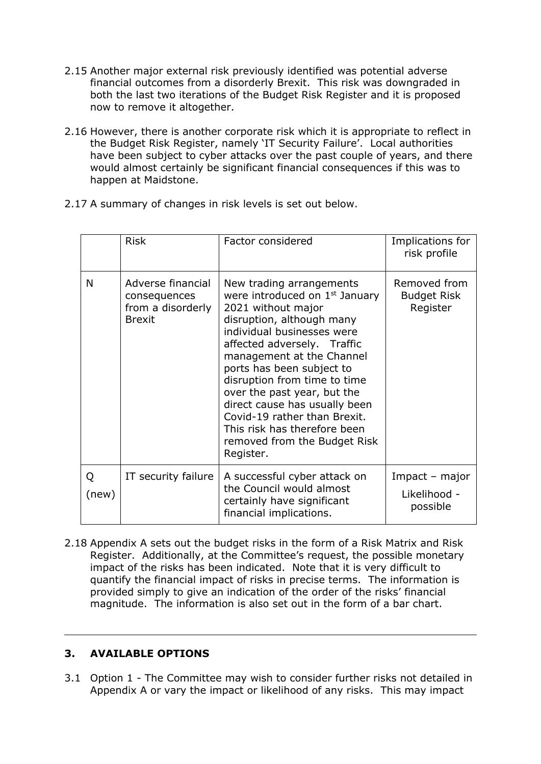2.15 Another major external risk previously identified was potential adverse financial outcomes from a disorderly Brexit. This risk was downgraded in both the last two iterations of the Budget Risk Register and it is proposed now to remove it altogether.

2.16 However, there is another corporate risk which it is appropriate to reflect in the Budget Risk Register, namely 'IT Security Failure'. Local authorities have been subject to cyber attacks over the past couple of years, and there would almost certainly be significant financial consequences if this was to happen at Maidstone.

2.17 A summary of changes in risk levels is set out below.

| | Risk | Factor considered | Implications for risk profile |
|---|---|---|---|
| N | Adverse financial consequences from a disorderly Brexit | New trading arrangements were introduced on 1st January 2021 without major disruption, although many individual businesses were affected adversely. Traffic management at the Channel ports has been subject to disruption from time to time over the past year, but the direct cause has usually been Covid-19 rather than Brexit. This risk has therefore been removed from the Budget Risk Register. | Removed from Budget Risk Register |
| Q (new) | IT security failure | A successful cyber attack on the Council would almost certainly have significant financial implications. | Impact – major<br>Likelihood - possible |

2.18 Appendix A sets out the budget risks in the form of a Risk Matrix and Risk Register. Additionally, at the Committee's request, the possible monetary impact of the risks has been indicated. Note that it is very difficult to quantify the financial impact of risks in precise terms. The information is provided simply to give an indication of the order of the risks' financial magnitude. The information is also set out in the form of a bar chart.

---

## 3. AVAILABLE OPTIONS

3.1 Option 1 - The Committee may wish to consider further risks not detailed in Appendix A or vary the impact or likelihood of any risks. This may impact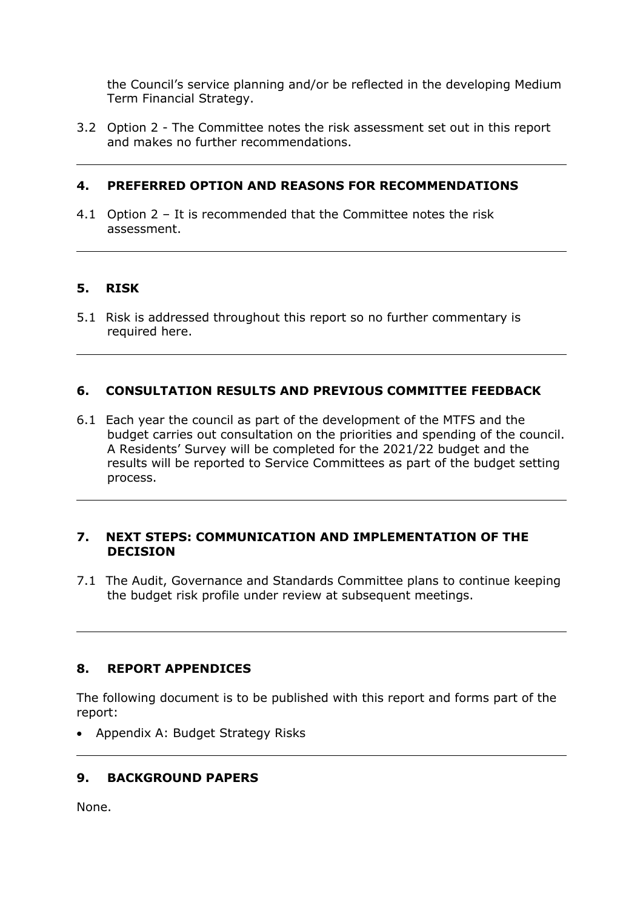the Council's service planning and/or be reflected in the developing Medium Term Financial Strategy.

3.2 Option 2 - The Committee notes the risk assessment set out in this report and makes no further recommendations.

---

## 4. PREFERRED OPTION AND REASONS FOR RECOMMENDATIONS

4.1 Option 2 – It is recommended that the Committee notes the risk assessment.

---

## 5. RISK

5.1 Risk is addressed throughout this report so no further commentary is required here.

---

## 6. CONSULTATION RESULTS AND PREVIOUS COMMITTEE FEEDBACK

6.1 Each year the council as part of the development of the MTFS and the budget carries out consultation on the priorities and spending of the council. A Residents' Survey will be completed for the 2021/22 budget and the results will be reported to Service Committees as part of the budget setting process.

---

## 7. NEXT STEPS: COMMUNICATION AND IMPLEMENTATION OF THE DECISION

7.1 The Audit, Governance and Standards Committee plans to continue keeping the budget risk profile under review at subsequent meetings.

---

## 8. REPORT APPENDICES

The following document is to be published with this report and forms part of the report:

- Appendix A: Budget Strategy Risks

---

## 9. BACKGROUND PAPERS

None.